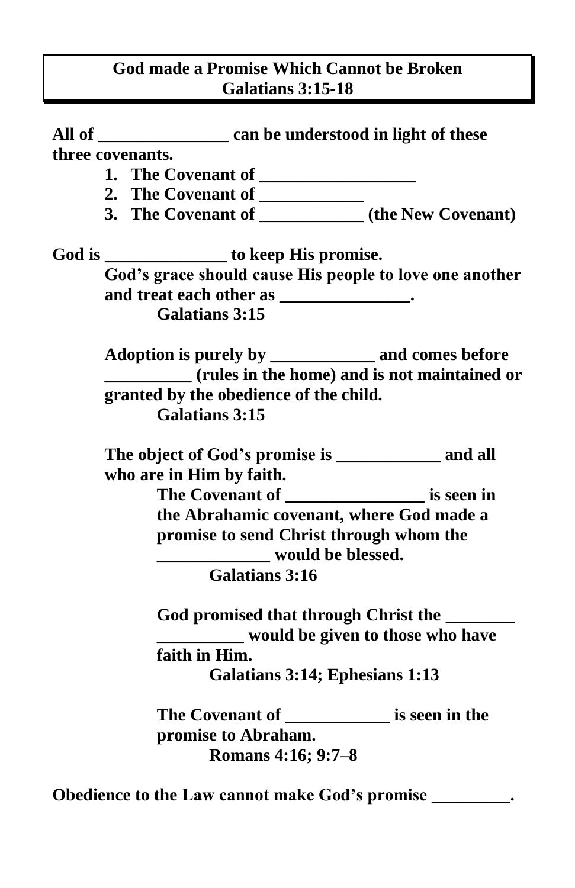**God made a Promise Which Cannot be Broken**
**Galatians 3:15-18**

**All of _______________ can be understood in light of these three covenants.**

1. **The Covenant of __________________**
2. **The Covenant of ____________**
3. **The Covenant of ____________ (the New Covenant)**

**God is ______________ to keep His promise.**

**God's grace should cause His people to love one another and treat each other as _______________.**

**Galatians 3:15**

**Adoption is purely by ____________ and comes before __________ (rules in the home) and is not maintained or granted by the obedience of the child.**

**Galatians 3:15**

**The object of God's promise is ____________ and all who are in Him by faith.**

**The Covenant of ________________ is seen in the Abrahamic covenant, where God made a promise to send Christ through whom the _____________ would be blessed.**

**Galatians 3:16**

**God promised that through Christ the ________ __________ would be given to those who have faith in Him.**

**Galatians 3:14; Ephesians 1:13**

**The Covenant of ____________ is seen in the promise to Abraham.**

**Romans 4:16; 9:7–8**

**Obedience to the Law cannot make God's promise _________.**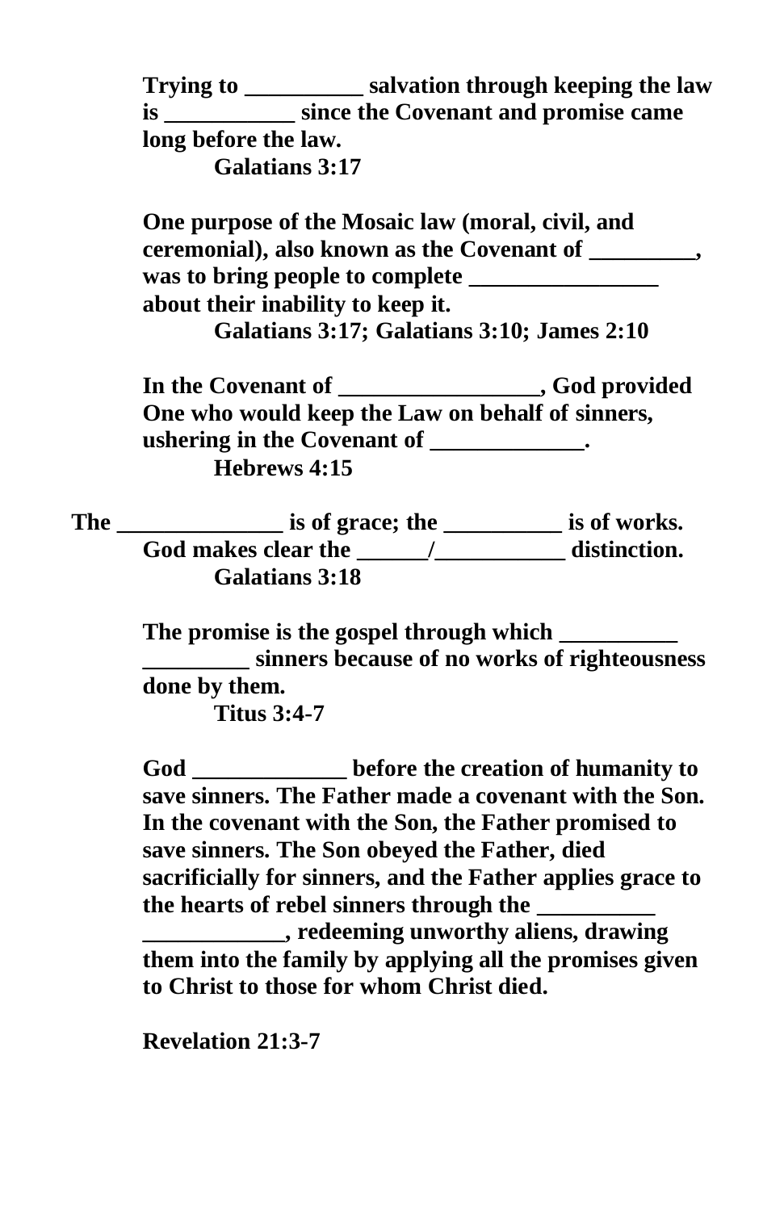**Trying to __________ salvation through keeping the law is ___________ since the Covenant and promise came long before the law.**
**Galatians 3:17**

**One purpose of the Mosaic law (moral, civil, and ceremonial), also known as the Covenant of _________, was to bring people to complete ________________ about their inability to keep it.**
**Galatians 3:17; Galatians 3:10; James 2:10**

**In the Covenant of _________________, God provided One who would keep the Law on behalf of sinners, ushering in the Covenant of _____________.**
**Hebrews 4:15**

**The ______________ is of grace; the __________ is of works. God makes clear the ______/___________ distinction.**
**Galatians 3:18**

**The promise is the gospel through which __________ _________ sinners because of no works of righteousness done by them.**
**Titus 3:4-7**

**God _____________ before the creation of humanity to save sinners. The Father made a covenant with the Son. In the covenant with the Son, the Father promised to save sinners. The Son obeyed the Father, died sacrificially for sinners, and the Father applies grace to the hearts of rebel sinners through the __________ ____________, redeeming unworthy aliens, drawing them into the family by applying all the promises given to Christ to those for whom Christ died.**

**Revelation 21:3-7**